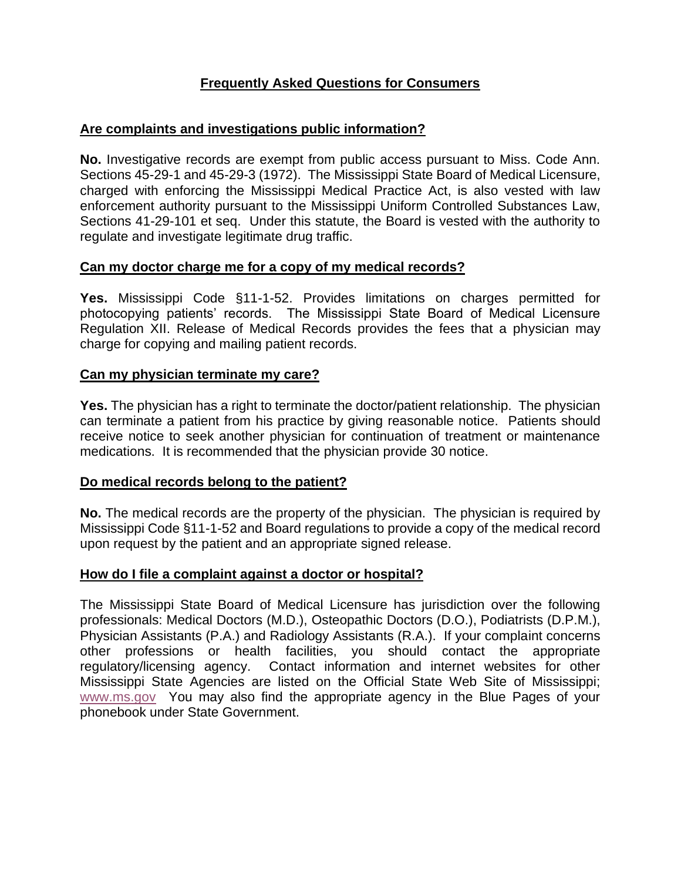# Frequently Asked Questions for Consumers

## Are complaints and investigations public information?

**No.** Investigative records are exempt from public access pursuant to Miss. Code Ann. Sections 45-29-1 and 45-29-3 (1972). The Mississippi State Board of Medical Licensure, charged with enforcing the Mississippi Medical Practice Act, is also vested with law enforcement authority pursuant to the Mississippi Uniform Controlled Substances Law, Sections 41-29-101 et seq. Under this statute, the Board is vested with the authority to regulate and investigate legitimate drug traffic.

## Can my doctor charge me for a copy of my medical records?

**Yes.** Mississippi Code §11-1-52. Provides limitations on charges permitted for photocopying patients' records. The Mississippi State Board of Medical Licensure Regulation XII. Release of Medical Records provides the fees that a physician may charge for copying and mailing patient records.

## Can my physician terminate my care?

**Yes.** The physician has a right to terminate the doctor/patient relationship. The physician can terminate a patient from his practice by giving reasonable notice. Patients should receive notice to seek another physician for continuation of treatment or maintenance medications. It is recommended that the physician provide 30 notice.

## Do medical records belong to the patient?

**No.** The medical records are the property of the physician. The physician is required by Mississippi Code §11-1-52 and Board regulations to provide a copy of the medical record upon request by the patient and an appropriate signed release.

## How do I file a complaint against a doctor or hospital?

The Mississippi State Board of Medical Licensure has jurisdiction over the following professionals: Medical Doctors (M.D.), Osteopathic Doctors (D.O.), Podiatrists (D.P.M.), Physician Assistants (P.A.) and Radiology Assistants (R.A.). If your complaint concerns other professions or health facilities, you should contact the appropriate regulatory/licensing agency. Contact information and internet websites for other Mississippi State Agencies are listed on the Official State Web Site of Mississippi; www.ms.gov You may also find the appropriate agency in the Blue Pages of your phonebook under State Government.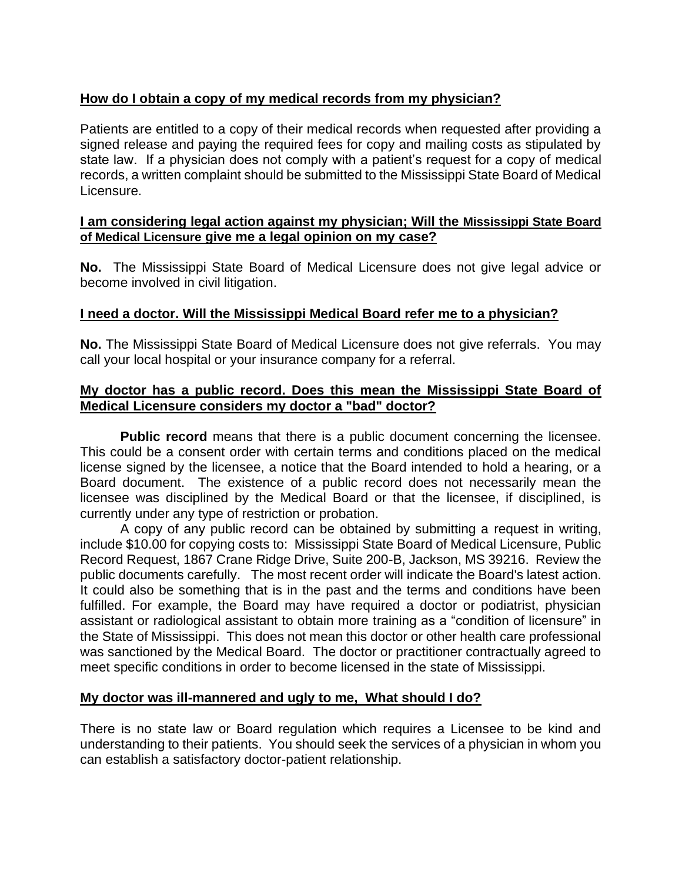**How do I obtain a copy of my medical records from my physician?**

Patients are entitled to a copy of their medical records when requested after providing a signed release and paying the required fees for copy and mailing costs as stipulated by state law. If a physician does not comply with a patient's request for a copy of medical records, a written complaint should be submitted to the Mississippi State Board of Medical Licensure.

**I am considering legal action against my physician; Will the Mississippi State Board of Medical Licensure give me a legal opinion on my case?**

**No.** The Mississippi State Board of Medical Licensure does not give legal advice or become involved in civil litigation.

**I need a doctor. Will the Mississippi Medical Board refer me to a physician?**

**No.** The Mississippi State Board of Medical Licensure does not give referrals. You may call your local hospital or your insurance company for a referral.

**My doctor has a public record. Does this mean the Mississippi State Board of Medical Licensure considers my doctor a "bad" doctor?**

**Public record** means that there is a public document concerning the licensee. This could be a consent order with certain terms and conditions placed on the medical license signed by the licensee, a notice that the Board intended to hold a hearing, or a Board document. The existence of a public record does not necessarily mean the licensee was disciplined by the Medical Board or that the licensee, if disciplined, is currently under any type of restriction or probation.

A copy of any public record can be obtained by submitting a request in writing, include $10.00 for copying costs to: Mississippi State Board of Medical Licensure, Public Record Request, 1867 Crane Ridge Drive, Suite 200-B, Jackson, MS 39216. Review the public documents carefully. The most recent order will indicate the Board's latest action. It could also be something that is in the past and the terms and conditions have been fulfilled. For example, the Board may have required a doctor or podiatrist, physician assistant or radiological assistant to obtain more training as a "condition of licensure" in the State of Mississippi. This does not mean this doctor or other health care professional was sanctioned by the Medical Board. The doctor or practitioner contractually agreed to meet specific conditions in order to become licensed in the state of Mississippi.

**My doctor was ill-mannered and ugly to me, What should I do?**

There is no state law or Board regulation which requires a Licensee to be kind and understanding to their patients. You should seek the services of a physician in whom you can establish a satisfactory doctor-patient relationship.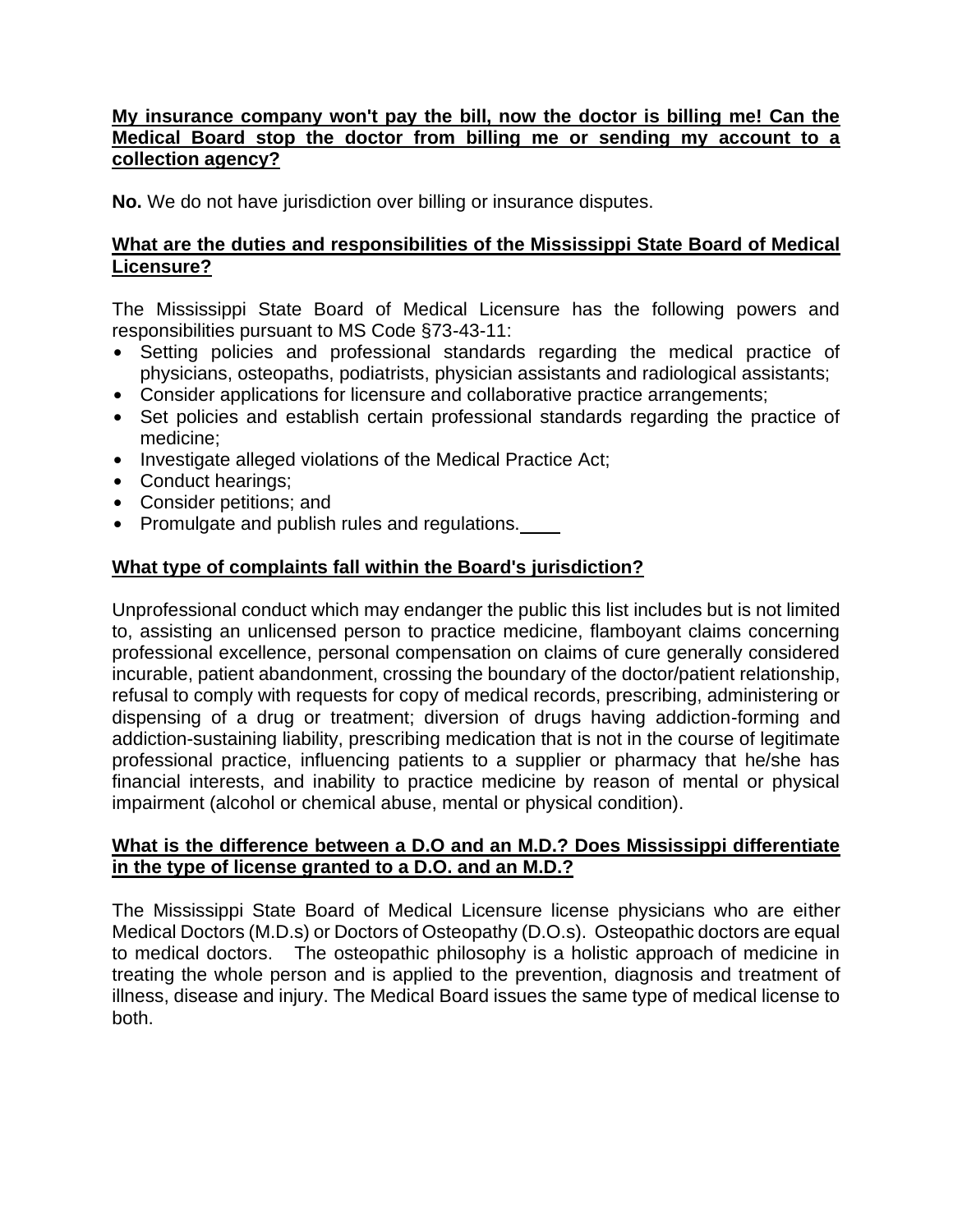**My insurance company won't pay the bill, now the doctor is billing me! Can the Medical Board stop the doctor from billing me or sending my account to a collection agency?**

**No.** We do not have jurisdiction over billing or insurance disputes.

**What are the duties and responsibilities of the Mississippi State Board of Medical Licensure?**

The Mississippi State Board of Medical Licensure has the following powers and responsibilities pursuant to MS Code §73-43-11:

- Setting policies and professional standards regarding the medical practice of physicians, osteopaths, podiatrists, physician assistants and radiological assistants;
- Consider applications for licensure and collaborative practice arrangements;
- Set policies and establish certain professional standards regarding the practice of medicine;
- Investigate alleged violations of the Medical Practice Act;
- Conduct hearings;
- Consider petitions; and
- Promulgate and publish rules and regulations.

**What type of complaints fall within the Board's jurisdiction?**

Unprofessional conduct which may endanger the public this list includes but is not limited to, assisting an unlicensed person to practice medicine, flamboyant claims concerning professional excellence, personal compensation on claims of cure generally considered incurable, patient abandonment, crossing the boundary of the doctor/patient relationship, refusal to comply with requests for copy of medical records, prescribing, administering or dispensing of a drug or treatment; diversion of drugs having addiction-forming and addiction-sustaining liability, prescribing medication that is not in the course of legitimate professional practice, influencing patients to a supplier or pharmacy that he/she has financial interests, and inability to practice medicine by reason of mental or physical impairment (alcohol or chemical abuse, mental or physical condition).

**What is the difference between a D.O and an M.D.? Does Mississippi differentiate in the type of license granted to a D.O. and an M.D.?**

The Mississippi State Board of Medical Licensure license physicians who are either Medical Doctors (M.D.s) or Doctors of Osteopathy (D.O.s). Osteopathic doctors are equal to medical doctors. The osteopathic philosophy is a holistic approach of medicine in treating the whole person and is applied to the prevention, diagnosis and treatment of illness, disease and injury. The Medical Board issues the same type of medical license to both.